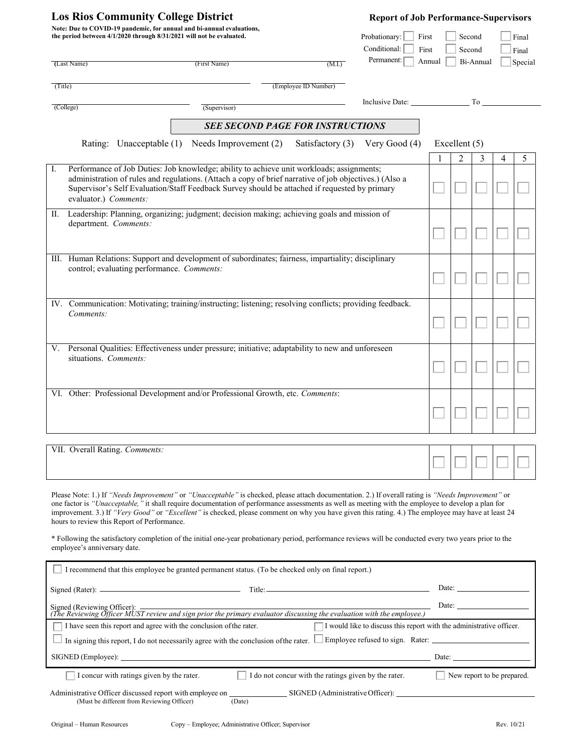# Los Rios Community College District

**Note: Due to COVID-19 pandemic, for annual and bi-annual evaluations, the period between 4/1/2020 through 8/31/2021 will not be evaluated.**

## Report of Job Performance-Supervisors

Probationary: ☐ First ☐ Second ☐ Final

Conditional: ☐ First ☐ Second ☐ Final

Permanent: ☐ Annual ☐ Bi-Annual ☐ Special

(Last Name) \_\_\_\_\_\_\_\_ (First Name) \_\_\_\_\_\_\_\_ (M.I.) \_\_\_\_\_\_\_\_

(Title) \_\_\_\_\_\_\_\_ (Employee ID Number) \_\_\_\_\_\_\_\_

(College) \_\_\_\_\_\_\_\_ (Supervisor) \_\_\_\_\_\_\_\_

Inclusive Date: \_\_\_\_\_\_\_\_ To \_\_\_\_\_\_\_\_

***SEE SECOND PAGE FOR INSTRUCTIONS***

Rating: Unacceptable (1) Needs Improvement (2) Satisfactory (3) Very Good (4) Excellent (5)

| | 1 | 2 | 3 | 4 | 5 |
|---|---|---|---|---|---|
| I. Performance of Job Duties: Job knowledge; ability to achieve unit workloads; assignments; administration of rules and regulations. (Attach a copy of brief narrative of job objectives.) (Also a Supervisor's Self Evaluation/Staff Feedback Survey should be attached if requested by primary evaluator.) *Comments:* | ☐ | ☐ | ☐ | ☐ | ☐ |
| II. Leadership: Planning, organizing; judgment; decision making; achieving goals and mission of department. *Comments:* | ☐ | ☐ | ☐ | ☐ | ☐ |
| III. Human Relations: Support and development of subordinates; fairness, impartiality; disciplinary control; evaluating performance. *Comments:* | ☐ | ☐ | ☐ | ☐ | ☐ |
| IV. Communication: Motivating; training/instructing; listening; resolving conflicts; providing feedback. *Comments:* | ☐ | ☐ | ☐ | ☐ | ☐ |
| V. Personal Qualities: Effectiveness under pressure; initiative; adaptability to new and unforeseen situations. *Comments:* | ☐ | ☐ | ☐ | ☐ | ☐ |
| VI. Other: Professional Development and/or Professional Growth, etc. *Comments*: | ☐ | ☐ | ☐ | ☐ | ☐ |
| VII. Overall Rating. *Comments:* | ☐ | ☐ | ☐ | ☐ | ☐ |

Please Note: 1.) If *"Needs Improvement"* or *"Unacceptable"* is checked, please attach documentation. 2.) If overall rating is *"Needs Improvement"* or one factor is *"Unacceptable,"* it shall require documentation of performance assessments as well as meeting with the employee to develop a plan for improvement. 3.) If *"Very Good"* or *"Excellent"* is checked, please comment on why you have given this rating. 4.) The employee may have at least 24 hours to review this Report of Performance.

\* Following the satisfactory completion of the initial one-year probationary period, performance reviews will be conducted every two years prior to the employee's anniversary date.

☐ I recommend that this employee be granted permanent status. (To be checked only on final report.)

Signed (Rater): \_\_\_\_\_\_\_\_ Title: \_\_\_\_\_\_\_\_ Date: \_\_\_\_\_\_\_\_

Signed (Reviewing Officer): \_\_\_\_\_\_\_\_ Date: \_\_\_\_\_\_\_\_
*(The Reviewing Officer MUST review and sign prior the primary evaluator discussing the evaluation with the employee.)*

☐ I have seen this report and agree with the conclusion of the rater. ☐ I would like to discuss this report with the administrative officer.

☐ In signing this report, I do not necessarily agree with the conclusion of the rater. ☐ Employee refused to sign. Rater: \_\_\_\_\_\_\_\_

SIGNED (Employee): \_\_\_\_\_\_\_\_ Date: \_\_\_\_\_\_\_\_

☐ I concur with ratings given by the rater. ☐ I do not concur with the ratings given by the rater. ☐ New report to be prepared.

Administrative Officer discussed report with employee on \_\_\_\_\_\_\_\_ (Date) SIGNED (Administrative Officer): \_\_\_\_\_\_\_\_
(Must be different from Reviewing Officer)

Original – Human Resources Copy – Employee; Administrative Officer; Supervisor Rev. 10/21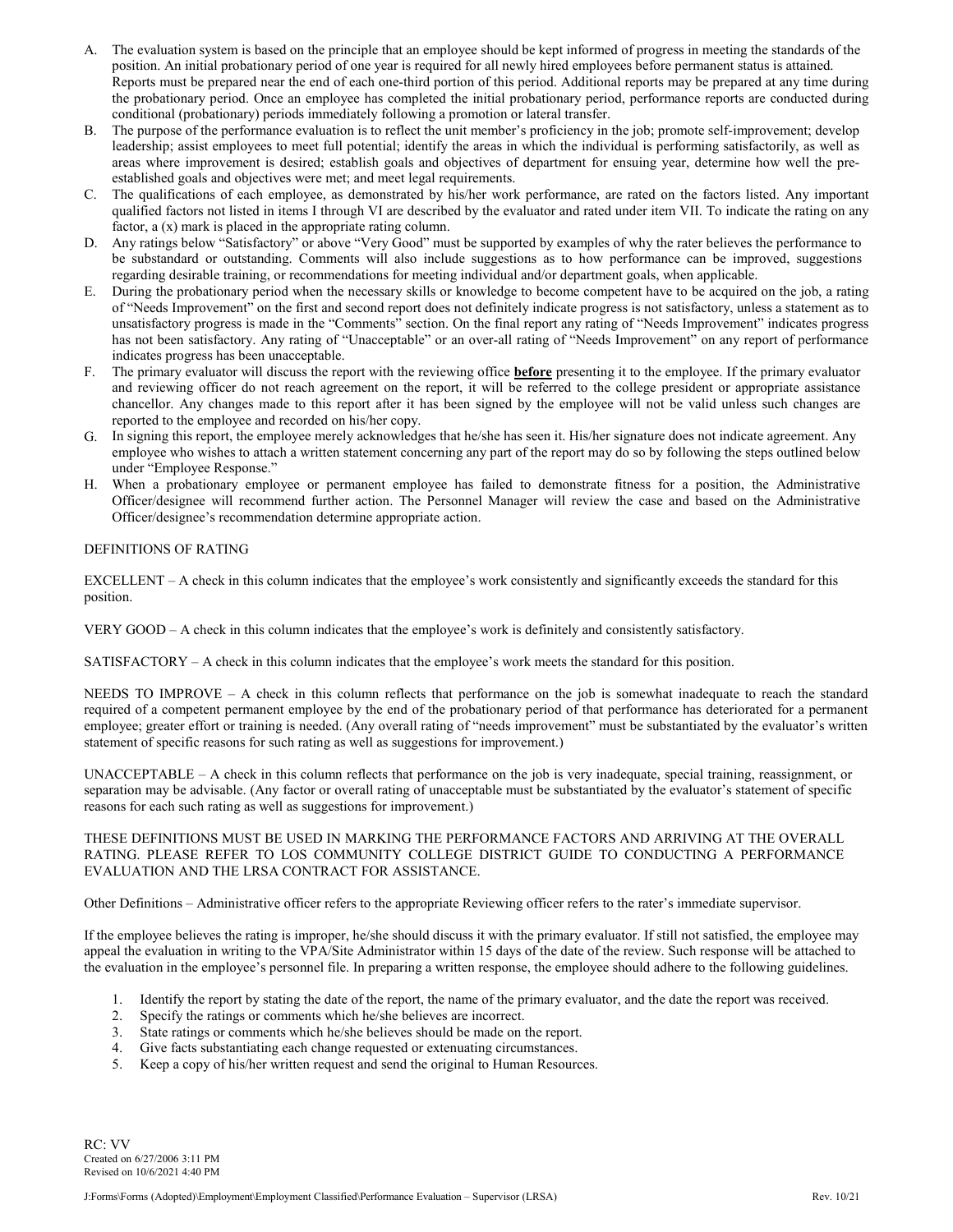A. The evaluation system is based on the principle that an employee should be kept informed of progress in meeting the standards of the position. An initial probationary period of one year is required for all newly hired employees before permanent status is attained. Reports must be prepared near the end of each one-third portion of this period. Additional reports may be prepared at any time during the probationary period. Once an employee has completed the initial probationary period, performance reports are conducted during conditional (probationary) periods immediately following a promotion or lateral transfer.

B. The purpose of the performance evaluation is to reflect the unit member's proficiency in the job; promote self-improvement; develop leadership; assist employees to meet full potential; identify the areas in which the individual is performing satisfactorily, as well as areas where improvement is desired; establish goals and objectives of department for ensuing year, determine how well the pre-established goals and objectives were met; and meet legal requirements.

C. The qualifications of each employee, as demonstrated by his/her work performance, are rated on the factors listed. Any important qualified factors not listed in items I through VI are described by the evaluator and rated under item VII. To indicate the rating on any factor, a (x) mark is placed in the appropriate rating column.

D. Any ratings below "Satisfactory" or above "Very Good" must be supported by examples of why the rater believes the performance to be substandard or outstanding. Comments will also include suggestions as to how performance can be improved, suggestions regarding desirable training, or recommendations for meeting individual and/or department goals, when applicable.

E. During the probationary period when the necessary skills or knowledge to become competent have to be acquired on the job, a rating of "Needs Improvement" on the first and second report does not definitely indicate progress is not satisfactory, unless a statement as to unsatisfactory progress is made in the "Comments" section. On the final report any rating of "Needs Improvement" indicates progress has not been satisfactory. Any rating of "Unacceptable" or an over-all rating of "Needs Improvement" on any report of performance indicates progress has been unacceptable.

F. The primary evaluator will discuss the report with the reviewing office **before** presenting it to the employee. If the primary evaluator and reviewing officer do not reach agreement on the report, it will be referred to the college president or appropriate assistance chancellor. Any changes made to this report after it has been signed by the employee will not be valid unless such changes are reported to the employee and recorded on his/her copy.

G. In signing this report, the employee merely acknowledges that he/she has seen it. His/her signature does not indicate agreement. Any employee who wishes to attach a written statement concerning any part of the report may do so by following the steps outlined below under "Employee Response."

H. When a probationary employee or permanent employee has failed to demonstrate fitness for a position, the Administrative Officer/designee will recommend further action. The Personnel Manager will review the case and based on the Administrative Officer/designee's recommendation determine appropriate action.

DEFINITIONS OF RATING

EXCELLENT – A check in this column indicates that the employee's work consistently and significantly exceeds the standard for this position.

VERY GOOD – A check in this column indicates that the employee's work is definitely and consistently satisfactory.

SATISFACTORY – A check in this column indicates that the employee's work meets the standard for this position.

NEEDS TO IMPROVE – A check in this column reflects that performance on the job is somewhat inadequate to reach the standard required of a competent permanent employee by the end of the probationary period of that performance has deteriorated for a permanent employee; greater effort or training is needed. (Any overall rating of "needs improvement" must be substantiated by the evaluator's written statement of specific reasons for such rating as well as suggestions for improvement.)

UNACCEPTABLE – A check in this column reflects that performance on the job is very inadequate, special training, reassignment, or separation may be advisable. (Any factor or overall rating of unacceptable must be substantiated by the evaluator's statement of specific reasons for each such rating as well as suggestions for improvement.)

THESE DEFINITIONS MUST BE USED IN MARKING THE PERFORMANCE FACTORS AND ARRIVING AT THE OVERALL RATING. PLEASE REFER TO LOS COMMUNITY COLLEGE DISTRICT GUIDE TO CONDUCTING A PERFORMANCE EVALUATION AND THE LRSA CONTRACT FOR ASSISTANCE.

Other Definitions – Administrative officer refers to the appropriate Reviewing officer refers to the rater's immediate supervisor.

If the employee believes the rating is improper, he/she should discuss it with the primary evaluator. If still not satisfied, the employee may appeal the evaluation in writing to the VPA/Site Administrator within 15 days of the date of the review. Such response will be attached to the evaluation in the employee's personnel file. In preparing a written response, the employee should adhere to the following guidelines.

1. Identify the report by stating the date of the report, the name of the primary evaluator, and the date the report was received.
2. Specify the ratings or comments which he/she believes are incorrect.
3. State ratings or comments which he/she believes should be made on the report.
4. Give facts substantiating each change requested or extenuating circumstances.
5. Keep a copy of his/her written request and send the original to Human Resources.

RC: VV
Created on 6/27/2006 3:11 PM
Revised on 10/6/2021 4:40 PM

J:Forms\Forms (Adopted)\Employment\Employment Classified\Performance Evaluation – Supervisor (LRSA) Rev. 10/21